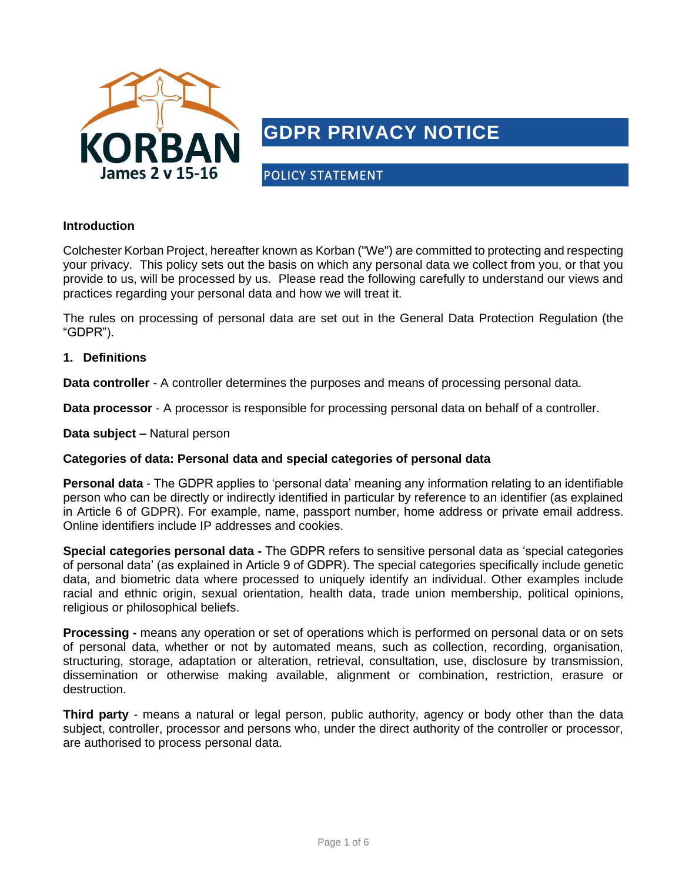KORBAN
James 2 v 15-16

# GDPR PRIVACY NOTICE

## POLICY STATEMENT

**Introduction**

Colchester Korban Project, hereafter known as Korban ("We") are committed to protecting and respecting your privacy. This policy sets out the basis on which any personal data we collect from you, or that you provide to us, will be processed by us. Please read the following carefully to understand our views and practices regarding your personal data and how we will treat it.

The rules on processing of personal data are set out in the General Data Protection Regulation (the "GDPR").

**1. Definitions**

**Data controller** - A controller determines the purposes and means of processing personal data.

**Data processor** - A processor is responsible for processing personal data on behalf of a controller.

**Data subject –** Natural person

**Categories of data: Personal data and special categories of personal data**

**Personal data** - The GDPR applies to 'personal data' meaning any information relating to an identifiable person who can be directly or indirectly identified in particular by reference to an identifier (as explained in Article 6 of GDPR). For example, name, passport number, home address or private email address. Online identifiers include IP addresses and cookies.

**Special categories personal data -** The GDPR refers to sensitive personal data as 'special categories of personal data' (as explained in Article 9 of GDPR). The special categories specifically include genetic data, and biometric data where processed to uniquely identify an individual. Other examples include racial and ethnic origin, sexual orientation, health data, trade union membership, political opinions, religious or philosophical beliefs.

**Processing -** means any operation or set of operations which is performed on personal data or on sets of personal data, whether or not by automated means, such as collection, recording, organisation, structuring, storage, adaptation or alteration, retrieval, consultation, use, disclosure by transmission, dissemination or otherwise making available, alignment or combination, restriction, erasure or destruction.

**Third party** - means a natural or legal person, public authority, agency or body other than the data subject, controller, processor and persons who, under the direct authority of the controller or processor, are authorised to process personal data.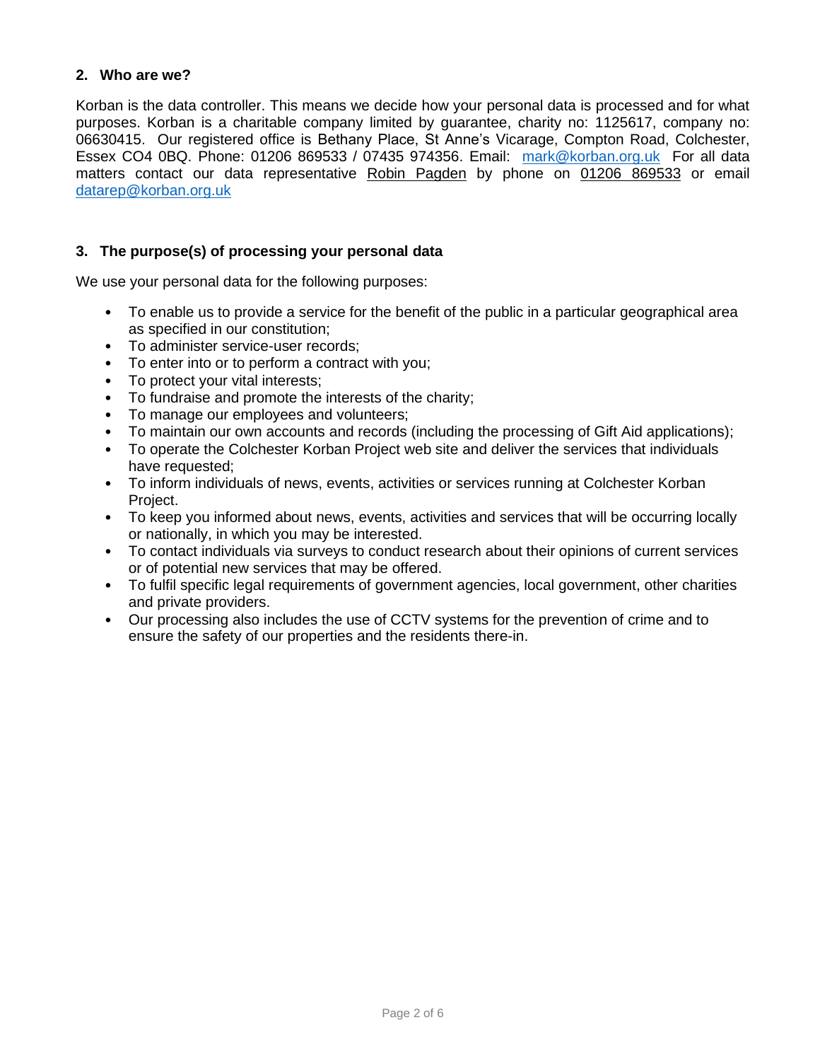## 2. Who are we?

Korban is the data controller. This means we decide how your personal data is processed and for what purposes. Korban is a charitable company limited by guarantee, charity no: 1125617, company no: 06630415. Our registered office is Bethany Place, St Anne's Vicarage, Compton Road, Colchester, Essex CO4 0BQ. Phone: 01206 869533 / 07435 974356. Email: mark@korban.org.uk For all data matters contact our data representative Robin Pagden by phone on 01206 869533 or email datarep@korban.org.uk

## 3. The purpose(s) of processing your personal data

We use your personal data for the following purposes:

- To enable us to provide a service for the benefit of the public in a particular geographical area as specified in our constitution;
- To administer service-user records;
- To enter into or to perform a contract with you;
- To protect your vital interests;
- To fundraise and promote the interests of the charity;
- To manage our employees and volunteers;
- To maintain our own accounts and records (including the processing of Gift Aid applications);
- To operate the Colchester Korban Project web site and deliver the services that individuals have requested;
- To inform individuals of news, events, activities or services running at Colchester Korban Project.
- To keep you informed about news, events, activities and services that will be occurring locally or nationally, in which you may be interested.
- To contact individuals via surveys to conduct research about their opinions of current services or of potential new services that may be offered.
- To fulfil specific legal requirements of government agencies, local government, other charities and private providers.
- Our processing also includes the use of CCTV systems for the prevention of crime and to ensure the safety of our properties and the residents there-in.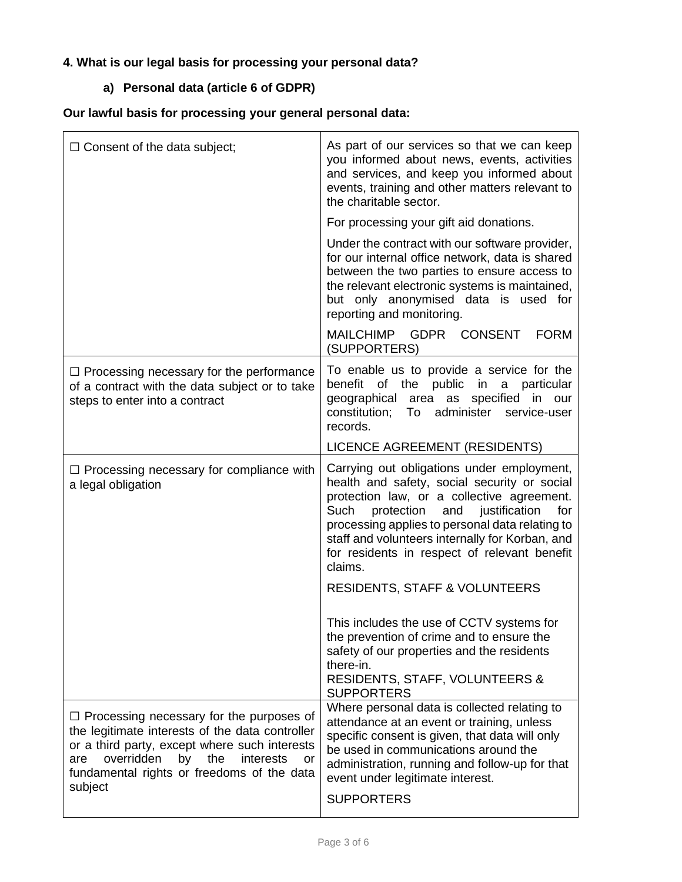**4. What is our legal basis for processing your personal data?**

**a) Personal data (article 6 of GDPR)**

**Our lawful basis for processing your general personal data:**

| | |
|---|---|
| ☐ Consent of the data subject; | As part of our services so that we can keep you informed about news, events, activities and services, and keep you informed about events, training and other matters relevant to the charitable sector.<br><br>For processing your gift aid donations.<br><br>Under the contract with our software provider, for our internal office network, data is shared between the two parties to ensure access to the relevant electronic systems is maintained, but only anonymised data is used for reporting and monitoring.<br><br>MAILCHIMP GDPR CONSENT FORM (SUPPORTERS) |
| ☐ Processing necessary for the performance of a contract with the data subject or to take steps to enter into a contract | To enable us to provide a service for the benefit of the public in a particular geographical area as specified in our constitution; To administer service-user records.<br><br>LICENCE AGREEMENT (RESIDENTS) |
| ☐ Processing necessary for compliance with a legal obligation | Carrying out obligations under employment, health and safety, social security or social protection law, or a collective agreement. Such protection and justification for processing applies to personal data relating to staff and volunteers internally for Korban, and for residents in respect of relevant benefit claims.<br><br>RESIDENTS, STAFF & VOLUNTEERS<br><br>This includes the use of CCTV systems for the prevention of crime and to ensure the safety of our properties and the residents there-in.<br>RESIDENTS, STAFF, VOLUNTEERS & SUPPORTERS |
| ☐ Processing necessary for the purposes of the legitimate interests of the data controller or a third party, except where such interests are overridden by the interests or fundamental rights or freedoms of the data subject | Where personal data is collected relating to attendance at an event or training, unless specific consent is given, that data will only be used in communications around the administration, running and follow-up for that event under legitimate interest.<br><br>SUPPORTERS |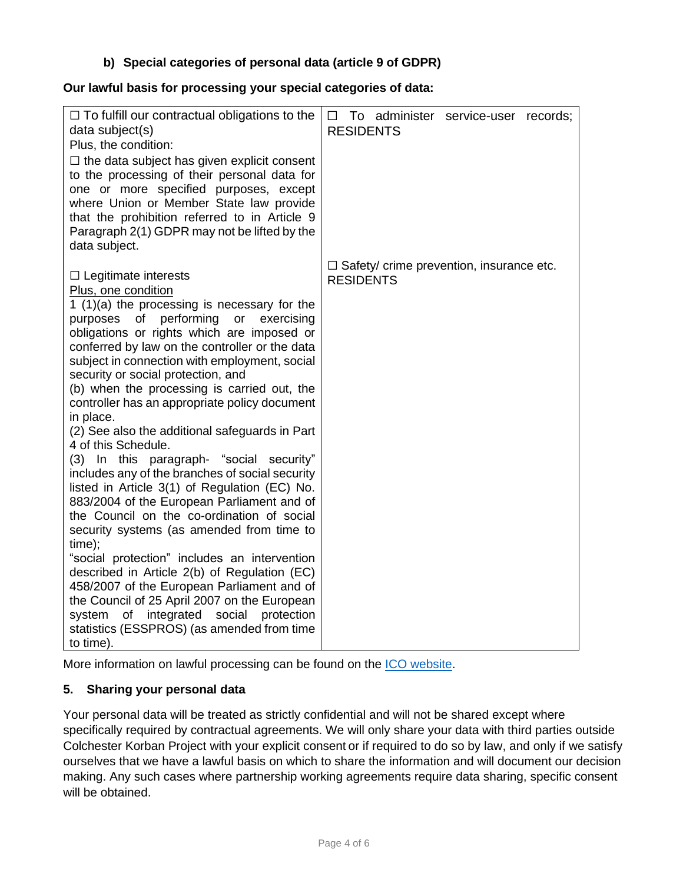### b) Special categories of personal data (article 9 of GDPR)

**Our lawful basis for processing your special categories of data:**

| | |
|---|---|
| ☐ To fulfill our contractual obligations to the data subject(s)<br>Plus, the condition:<br>☐ the data subject has given explicit consent to the processing of their personal data for one or more specified purposes, except where Union or Member State law provide that the prohibition referred to in Article 9 Paragraph 2(1) GDPR may not be lifted by the data subject. | ☐ To administer service-user records; RESIDENTS |
| ☐ Legitimate interests<br><u>Plus, one condition</u><br>1 (1)(a) the processing is necessary for the purposes of performing or exercising obligations or rights which are imposed or conferred by law on the controller or the data subject in connection with employment, social security or social protection, and<br>(b) when the processing is carried out, the controller has an appropriate policy document in place.<br>(2) See also the additional safeguards in Part 4 of this Schedule.<br>(3) In this paragraph- "social security" includes any of the branches of social security listed in Article 3(1) of Regulation (EC) No. 883/2004 of the European Parliament and of the Council on the co-ordination of social security systems (as amended from time to time);<br>"social protection" includes an intervention described in Article 2(b) of Regulation (EC) 458/2007 of the European Parliament and of the Council of 25 April 2007 on the European system of integrated social protection statistics (ESSPROS) (as amended from time to time). | ☐ Safety/ crime prevention, insurance etc. RESIDENTS |

More information on lawful processing can be found on the [ICO website](ICO website).

## 5. Sharing your personal data

Your personal data will be treated as strictly confidential and will not be shared except where specifically required by contractual agreements. We will only share your data with third parties outside Colchester Korban Project with your explicit consent or if required to do so by law, and only if we satisfy ourselves that we have a lawful basis on which to share the information and will document our decision making. Any such cases where partnership working agreements require data sharing, specific consent will be obtained.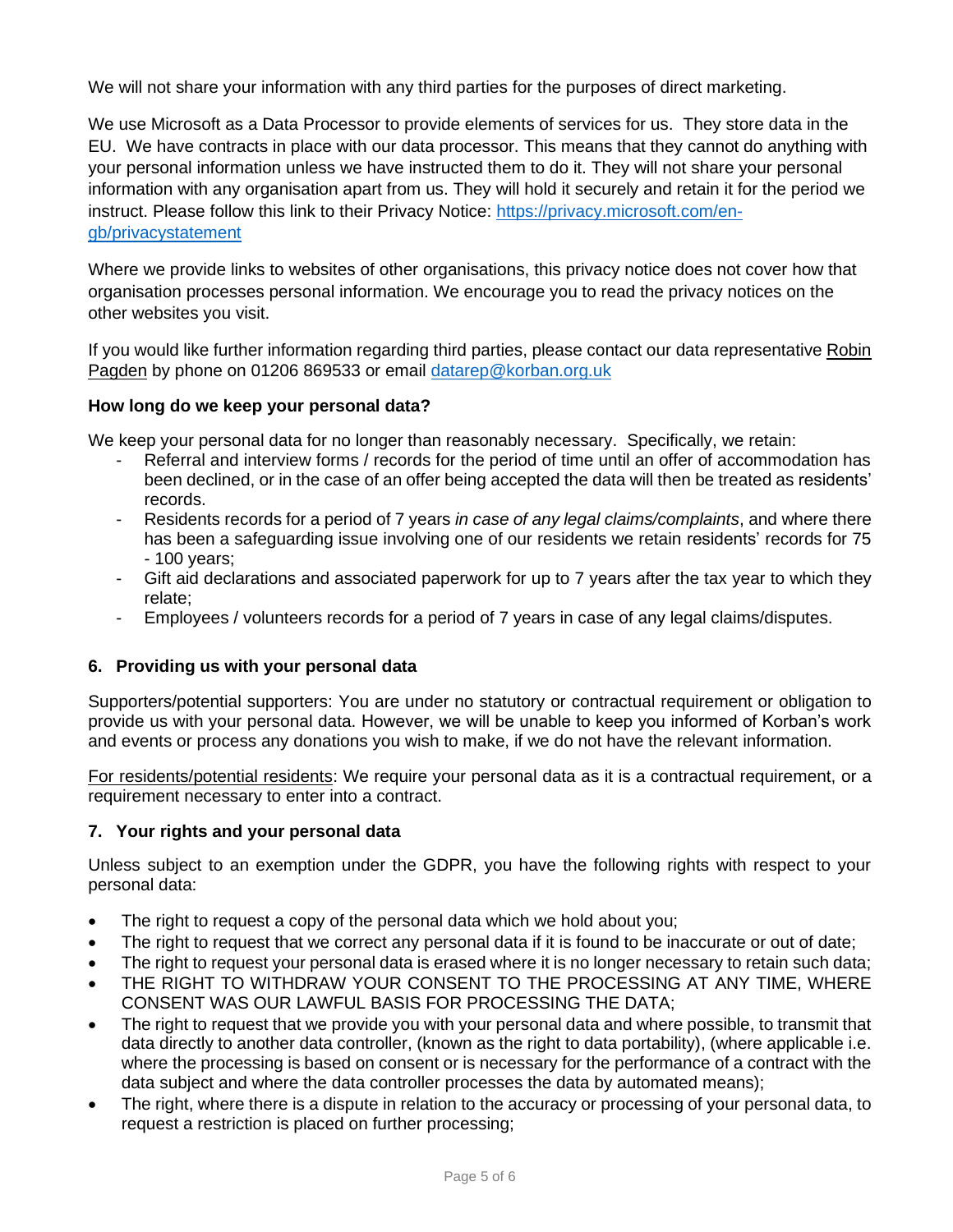We will not share your information with any third parties for the purposes of direct marketing.

We use Microsoft as a Data Processor to provide elements of services for us. They store data in the EU. We have contracts in place with our data processor. This means that they cannot do anything with your personal information unless we have instructed them to do it. They will not share your personal information with any organisation apart from us. They will hold it securely and retain it for the period we instruct. Please follow this link to their Privacy Notice: [https://privacy.microsoft.com/en-gb/privacystatement](https://privacy.microsoft.com/en-gb/privacystatement)

Where we provide links to websites of other organisations, this privacy notice does not cover how that organisation processes personal information. We encourage you to read the privacy notices on the other websites you visit.

If you would like further information regarding third parties, please contact our data representative Robin Pagden by phone on 01206 869533 or email [datarep@korban.org.uk](mailto:datarep@korban.org.uk)

**How long do we keep your personal data?**

We keep your personal data for no longer than reasonably necessary. Specifically, we retain:

- Referral and interview forms / records for the period of time until an offer of accommodation has been declined, or in the case of an offer being accepted the data will then be treated as residents' records.
- Residents records for a period of 7 years *in case of any legal claims/complaints*, and where there has been a safeguarding issue involving one of our residents we retain residents' records for 75 - 100 years;
- Gift aid declarations and associated paperwork for up to 7 years after the tax year to which they relate;
- Employees / volunteers records for a period of 7 years in case of any legal claims/disputes.

## 6. Providing us with your personal data

Supporters/potential supporters: You are under no statutory or contractual requirement or obligation to provide us with your personal data. However, we will be unable to keep you informed of Korban's work and events or process any donations you wish to make, if we do not have the relevant information.

For residents/potential residents: We require your personal data as it is a contractual requirement, or a requirement necessary to enter into a contract.

## 7. Your rights and your personal data

Unless subject to an exemption under the GDPR, you have the following rights with respect to your personal data:

- The right to request a copy of the personal data which we hold about you;
- The right to request that we correct any personal data if it is found to be inaccurate or out of date;
- The right to request your personal data is erased where it is no longer necessary to retain such data;
- THE RIGHT TO WITHDRAW YOUR CONSENT TO THE PROCESSING AT ANY TIME, WHERE CONSENT WAS OUR LAWFUL BASIS FOR PROCESSING THE DATA;
- The right to request that we provide you with your personal data and where possible, to transmit that data directly to another data controller, (known as the right to data portability), (where applicable i.e. where the processing is based on consent or is necessary for the performance of a contract with the data subject and where the data controller processes the data by automated means);
- The right, where there is a dispute in relation to the accuracy or processing of your personal data, to request a restriction is placed on further processing;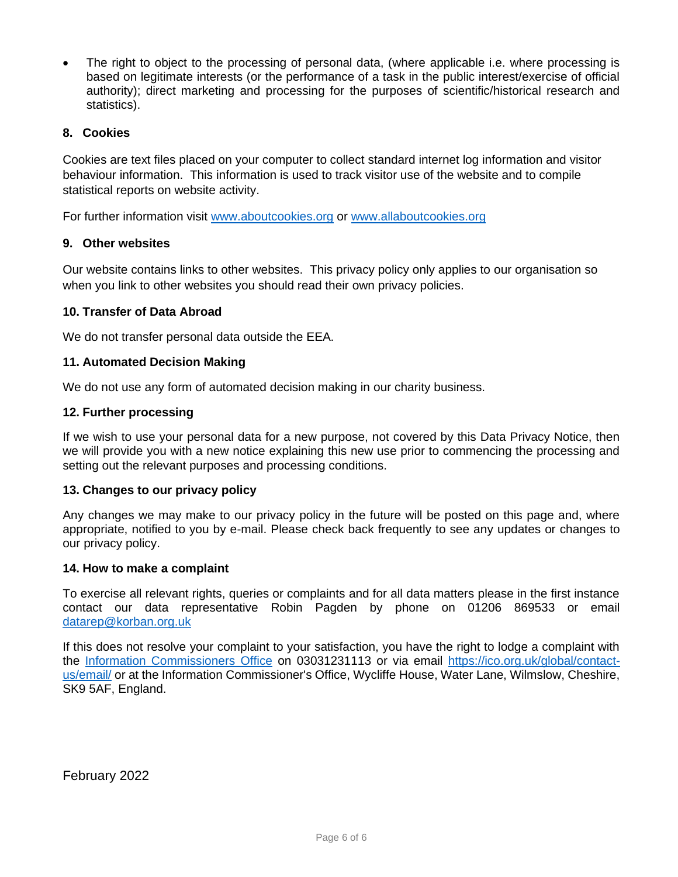- The right to object to the processing of personal data, (where applicable i.e. where processing is based on legitimate interests (or the performance of a task in the public interest/exercise of official authority); direct marketing and processing for the purposes of scientific/historical research and statistics).

### 8. Cookies

Cookies are text files placed on your computer to collect standard internet log information and visitor behaviour information. This information is used to track visitor use of the website and to compile statistical reports on website activity.

For further information visit [www.aboutcookies.org](http://www.aboutcookies.org) or [www.allaboutcookies.org](http://www.allaboutcookies.org)

### 9. Other websites

Our website contains links to other websites. This privacy policy only applies to our organisation so when you link to other websites you should read their own privacy policies.

### 10. Transfer of Data Abroad

We do not transfer personal data outside the EEA.

### 11. Automated Decision Making

We do not use any form of automated decision making in our charity business.

### 12. Further processing

If we wish to use your personal data for a new purpose, not covered by this Data Privacy Notice, then we will provide you with a new notice explaining this new use prior to commencing the processing and setting out the relevant purposes and processing conditions.

### 13. Changes to our privacy policy

Any changes we may make to our privacy policy in the future will be posted on this page and, where appropriate, notified to you by e-mail. Please check back frequently to see any updates or changes to our privacy policy.

### 14. How to make a complaint

To exercise all relevant rights, queries or complaints and for all data matters please in the first instance contact our data representative Robin Pagden by phone on 01206 869533 or email [datarep@korban.org.uk](mailto:datarep@korban.org.uk)

If this does not resolve your complaint to your satisfaction, you have the right to lodge a complaint with the [Information Commissioners Office](https://ico.org.uk) on 03031231113 or via email [https://ico.org.uk/global/contact-us/email/](https://ico.org.uk/global/contact-us/email/) or at the Information Commissioner's Office, Wycliffe House, Water Lane, Wilmslow, Cheshire, SK9 5AF, England.

February 2022